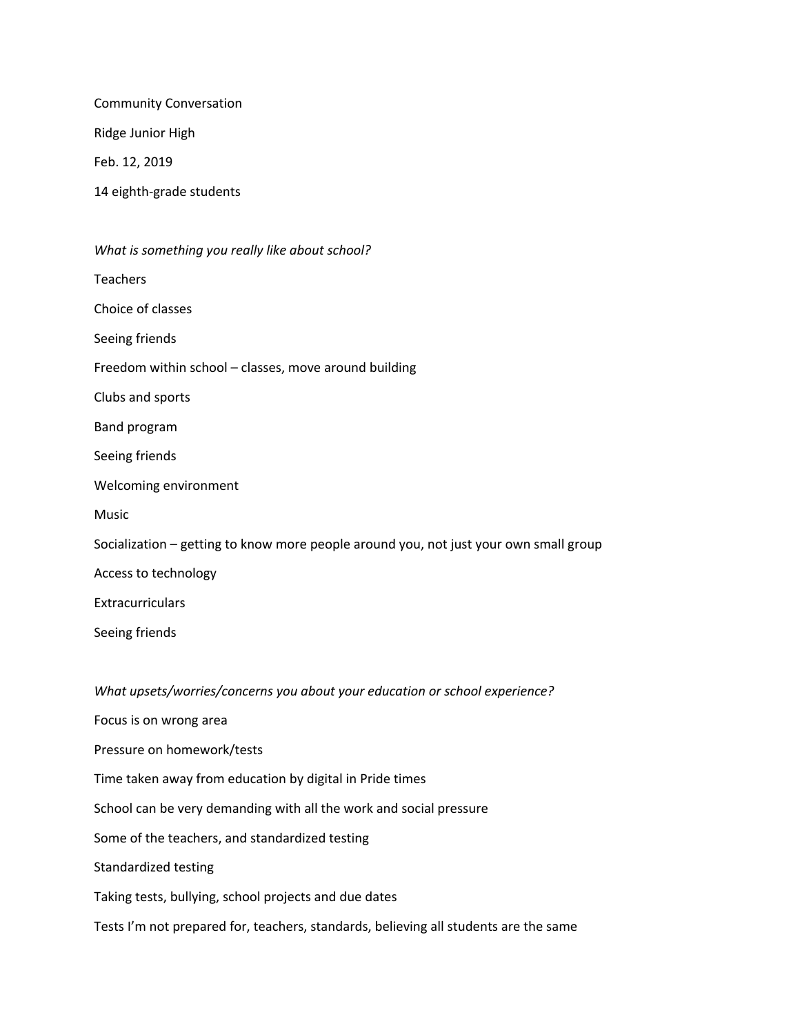Community Conversation

Ridge Junior High

Feb. 12, 2019

14 eighth-grade students

*What is something you really like about school?*

Teachers

Choice of classes

Seeing friends

Freedom within school – classes, move around building

Clubs and sports

Band program

Seeing friends

Welcoming environment

Music

Socialization – getting to know more people around you, not just your own small group

Access to technology

Extracurriculars

Seeing friends

*What upsets/worries/concerns you about your education or school experience?*

Focus is on wrong area

Pressure on homework/tests

Time taken away from education by digital in Pride times

School can be very demanding with all the work and social pressure

Some of the teachers, and standardized testing

Standardized testing

Taking tests, bullying, school projects and due dates

Tests I'm not prepared for, teachers, standards, believing all students are the same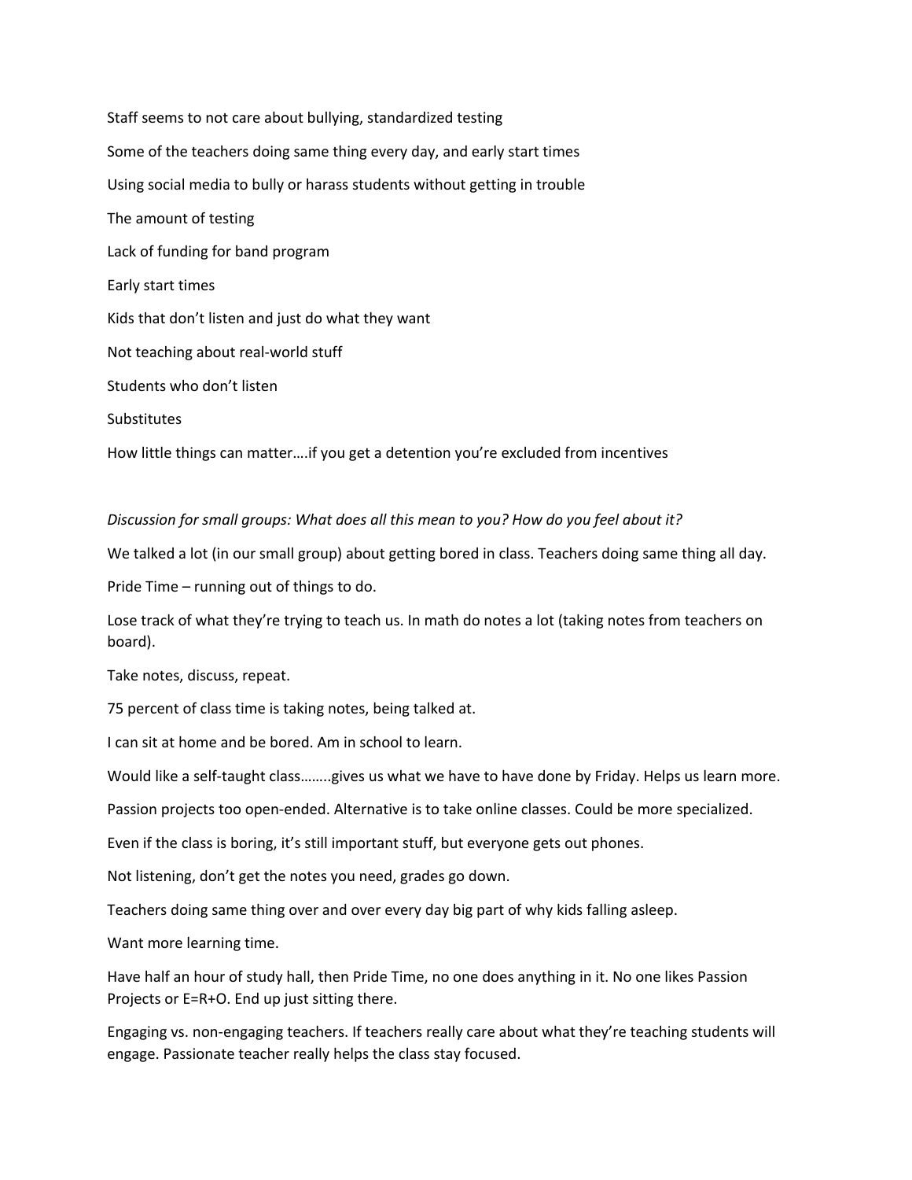Staff seems to not care about bullying, standardized testing

Some of the teachers doing same thing every day, and early start times

Using social media to bully or harass students without getting in trouble

The amount of testing

Lack of funding for band program

Early start times

Kids that don't listen and just do what they want

Not teaching about real-world stuff

Students who don't listen

Substitutes

How little things can matter….if you get a detention you're excluded from incentives

*Discussion for small groups: What does all this mean to you? How do you feel about it?*

We talked a lot (in our small group) about getting bored in class. Teachers doing same thing all day.

Pride Time – running out of things to do.

Lose track of what they're trying to teach us. In math do notes a lot (taking notes from teachers on board).

Take notes, discuss, repeat.

75 percent of class time is taking notes, being talked at.

I can sit at home and be bored. Am in school to learn.

Would like a self-taught class……..gives us what we have to have done by Friday. Helps us learn more.

Passion projects too open-ended. Alternative is to take online classes. Could be more specialized.

Even if the class is boring, it's still important stuff, but everyone gets out phones.

Not listening, don't get the notes you need, grades go down.

Teachers doing same thing over and over every day big part of why kids falling asleep.

Want more learning time.

Have half an hour of study hall, then Pride Time, no one does anything in it. No one likes Passion Projects or E=R+O. End up just sitting there.

Engaging vs. non-engaging teachers. If teachers really care about what they're teaching students will engage. Passionate teacher really helps the class stay focused.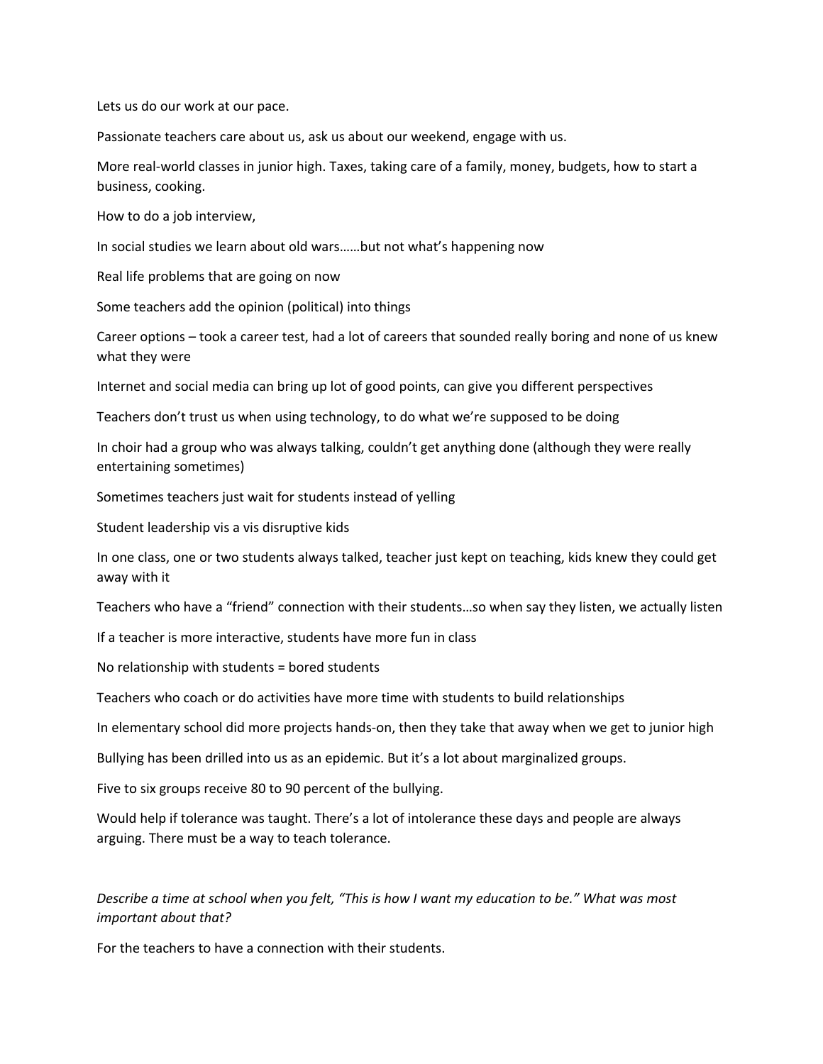Lets us do our work at our pace.

Passionate teachers care about us, ask us about our weekend, engage with us.

More real-world classes in junior high. Taxes, taking care of a family, money, budgets, how to start a business, cooking.

How to do a job interview,

In social studies we learn about old wars……but not what's happening now

Real life problems that are going on now

Some teachers add the opinion (political) into things

Career options – took a career test, had a lot of careers that sounded really boring and none of us knew what they were

Internet and social media can bring up lot of good points, can give you different perspectives

Teachers don't trust us when using technology, to do what we're supposed to be doing

In choir had a group who was always talking, couldn't get anything done (although they were really entertaining sometimes)

Sometimes teachers just wait for students instead of yelling

Student leadership vis a vis disruptive kids

In one class, one or two students always talked, teacher just kept on teaching, kids knew they could get away with it

Teachers who have a "friend" connection with their students…so when say they listen, we actually listen

If a teacher is more interactive, students have more fun in class

No relationship with students = bored students

Teachers who coach or do activities have more time with students to build relationships

In elementary school did more projects hands-on, then they take that away when we get to junior high

Bullying has been drilled into us as an epidemic. But it's a lot about marginalized groups.

Five to six groups receive 80 to 90 percent of the bullying.

Would help if tolerance was taught. There's a lot of intolerance these days and people are always arguing. There must be a way to teach tolerance.

*Describe a time at school when you felt, "This is how I want my education to be." What was most important about that?*

For the teachers to have a connection with their students.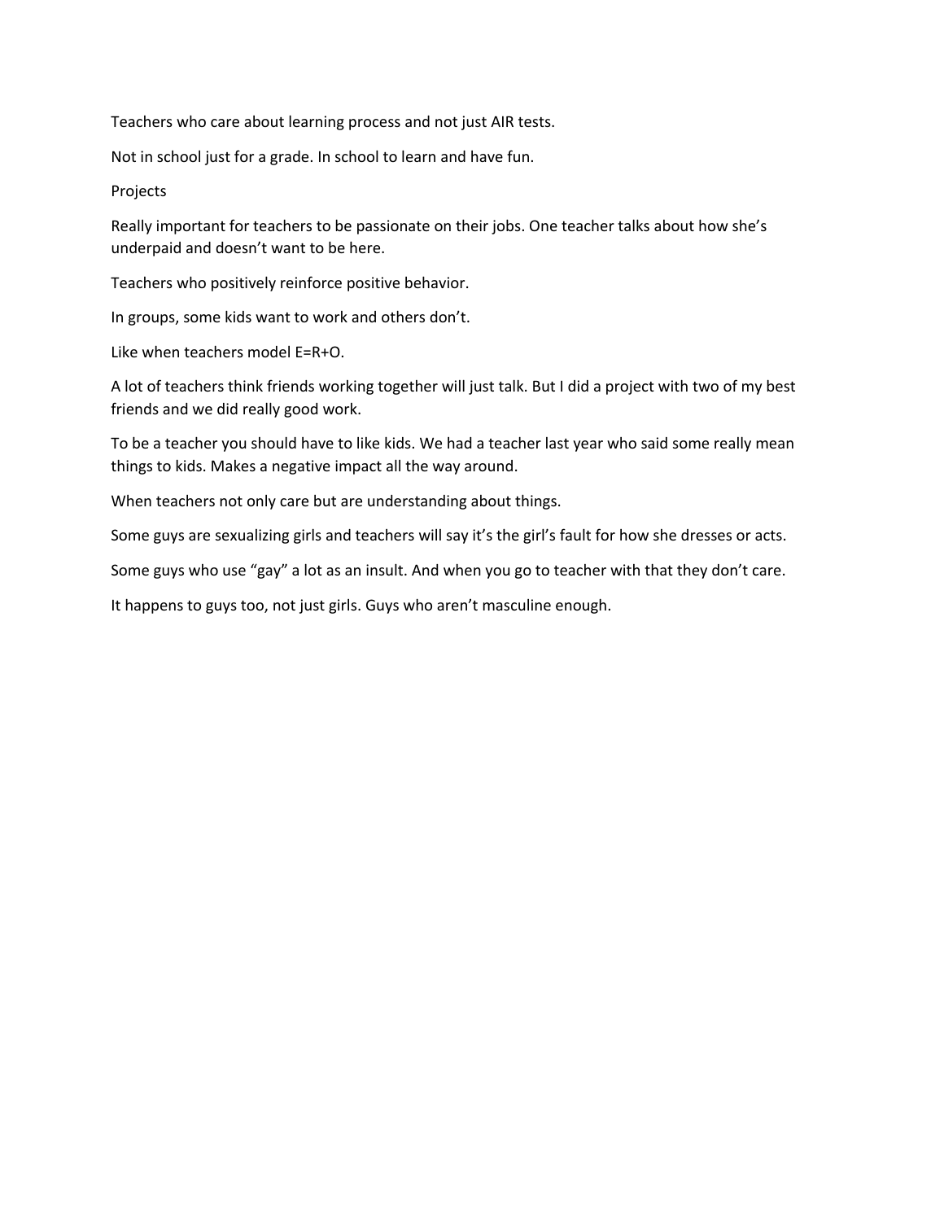Teachers who care about learning process and not just AIR tests.

Not in school just for a grade. In school to learn and have fun.

Projects

Really important for teachers to be passionate on their jobs. One teacher talks about how she's underpaid and doesn't want to be here.

Teachers who positively reinforce positive behavior.

In groups, some kids want to work and others don't.

Like when teachers model E=R+O.

A lot of teachers think friends working together will just talk. But I did a project with two of my best friends and we did really good work.

To be a teacher you should have to like kids. We had a teacher last year who said some really mean things to kids. Makes a negative impact all the way around.

When teachers not only care but are understanding about things.

Some guys are sexualizing girls and teachers will say it's the girl's fault for how she dresses or acts.

Some guys who use "gay" a lot as an insult. And when you go to teacher with that they don't care.

It happens to guys too, not just girls. Guys who aren't masculine enough.